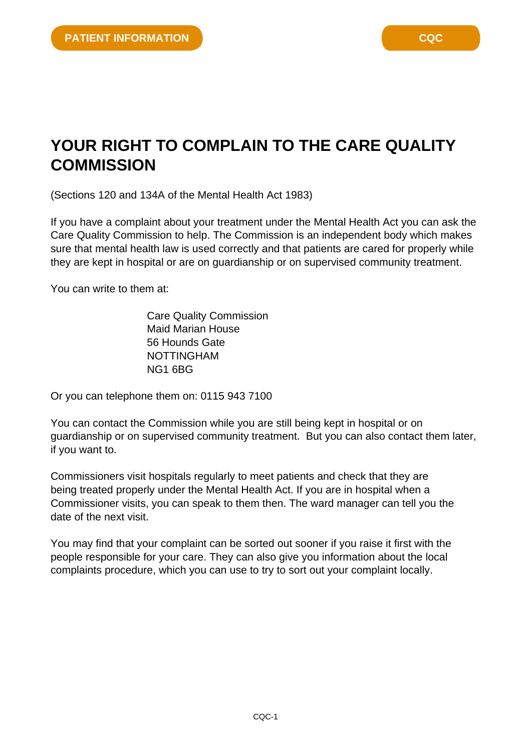PATIENT INFORMATION

CQC

# YOUR RIGHT TO COMPLAIN TO THE CARE QUALITY COMMISSION

(Sections 120 and 134A of the Mental Health Act 1983)

If you have a complaint about your treatment under the Mental Health Act you can ask the Care Quality Commission to help. The Commission is an independent body which makes sure that mental health law is used correctly and that patients are cared for properly while they are kept in hospital or are on guardianship or on supervised community treatment.

You can write to them at:

Care Quality Commission
Maid Marian House
56 Hounds Gate
NOTTINGHAM
NG1 6BG

Or you can telephone them on: 0115 943 7100

You can contact the Commission while you are still being kept in hospital or on guardianship or on supervised community treatment. But you can also contact them later, if you want to.

Commissioners visit hospitals regularly to meet patients and check that they are being treated properly under the Mental Health Act. If you are in hospital when a Commissioner visits, you can speak to them then. The ward manager can tell you the date of the next visit.

You may find that your complaint can be sorted out sooner if you raise it first with the people responsible for your care. They can also give you information about the local complaints procedure, which you can use to try to sort out your complaint locally.

CQC-1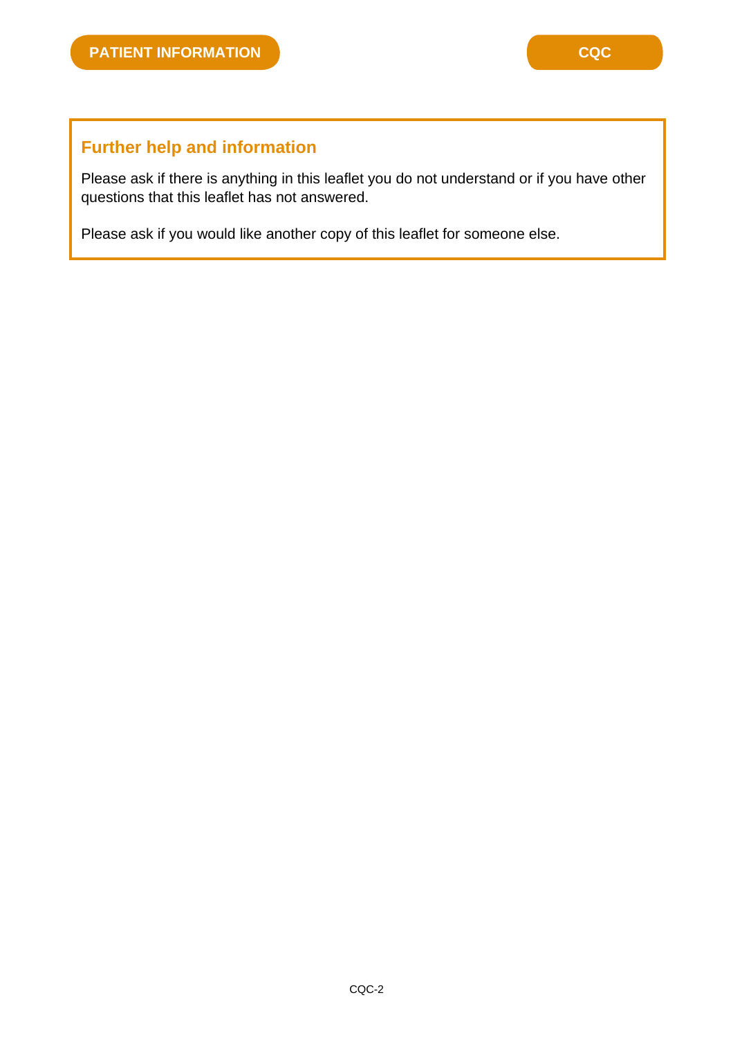## Further help and information

Please ask if there is anything in this leaflet you do not understand or if you have other questions that this leaflet has not answered.

Please ask if you would like another copy of this leaflet for someone else.